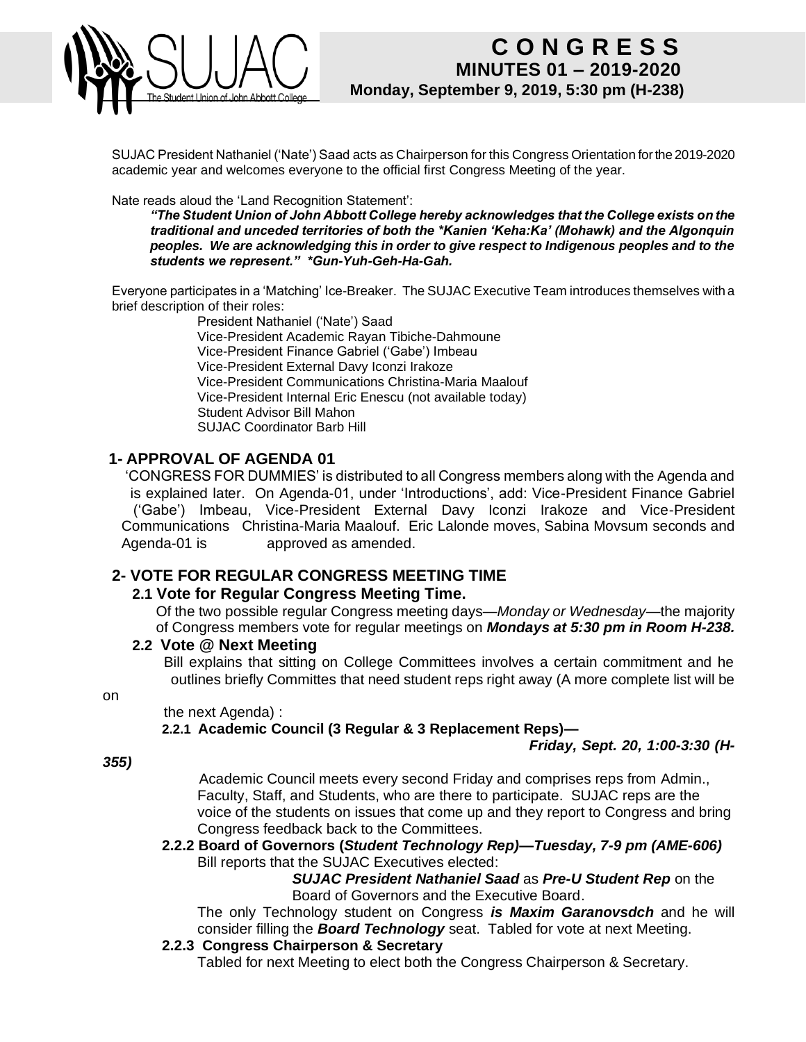# C O N G R E S S

## MINUTES 01 – 2019-2020

**Monday, September 9, 2019, 5:30 pm (H-238)**

SUJAC President Nathaniel ('Nate') Saad acts as Chairperson for this Congress Orientation for the 2019-2020 academic year and welcomes everyone to the official first Congress Meeting of the year.

Nate reads aloud the 'Land Recognition Statement':

> ***"The Student Union of John Abbott College hereby acknowledges that the College exists on the traditional and unceded territories of both the *Kanien 'Keha:Ka' (Mohawk) and the Algonquin peoples. We are acknowledging this in order to give respect to Indigenous peoples and to the students we represent." *Gun-Yuh-Geh-Ha-Gah.***

Everyone participates in a 'Matching' Ice-Breaker. The SUJAC Executive Team introduces themselves with a brief description of their roles:

- President Nathaniel ('Nate') Saad
- Vice-President Academic Rayan Tibiche-Dahmoune
- Vice-President Finance Gabriel ('Gabe') Imbeau
- Vice-President External Davy Iconzi Irakoze
- Vice-President Communications Christina-Maria Maalouf
- Vice-President Internal Eric Enescu (not available today)
- Student Advisor Bill Mahon
- SUJAC Coordinator Barb Hill

## 1- APPROVAL OF AGENDA 01

'CONGRESS FOR DUMMIES' is distributed to all Congress members along with the Agenda and is explained later. On Agenda-01, under 'Introductions', add: Vice-President Finance Gabriel ('Gabe') Imbeau, Vice-President External Davy Iconzi Irakoze and Vice-President Communications Christina-Maria Maalouf. Eric Lalonde moves, Sabina Movsum seconds and Agenda-01 is approved as amended.

## 2- VOTE FOR REGULAR CONGRESS MEETING TIME

### 2.1 Vote for Regular Congress Meeting Time.

Of the two possible regular Congress meeting days—*Monday or Wednesday*—the majority of Congress members vote for regular meetings on ***Mondays at 5:30 pm in Room H-238.***

### 2.2 Vote @ Next Meeting

Bill explains that sitting on College Committees involves a certain commitment and he outlines briefly Committes that need student reps right away (A more complete list will be on the next Agenda) :

#### 2.2.1 Academic Council (3 Regular & 3 Replacement Reps)— *Friday, Sept. 20, 1:00-3:30 (H-355)*

Academic Council meets every second Friday and comprises reps from Admin., Faculty, Staff, and Students, who are there to participate. SUJAC reps are the voice of the students on issues that come up and they report to Congress and bring Congress feedback back to the Committees.

#### 2.2.2 Board of Governors (*Student Technology Rep)—Tuesday, 7-9 pm (AME-606)*

Bill reports that the SUJAC Executives elected:

***SUJAC President Nathaniel Saad*** as ***Pre-U Student Rep*** on the Board of Governors and the Executive Board.

The only Technology student on Congress ***is Maxim Garanovsdch*** and he will consider filling the ***Board Technology*** seat. Tabled for vote at next Meeting.

#### 2.2.3 Congress Chairperson & Secretary

Tabled for next Meeting to elect both the Congress Chairperson & Secretary.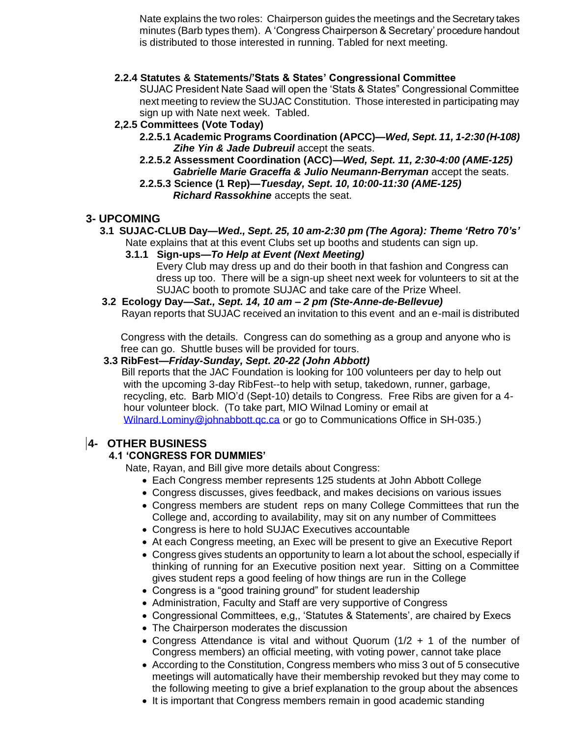Nate explains the two roles: Chairperson guides the meetings and the Secretary takes minutes (Barb types them). A 'Congress Chairperson & Secretary' procedure handout is distributed to those interested in running. Tabled for next meeting.

**2.2.4 Statutes & Statements/'Stats & States' Congressional Committee**

SUJAC President Nate Saad will open the 'Stats & States" Congressional Committee next meeting to review the SUJAC Constitution. Those interested in participating may sign up with Nate next week. Tabled.

**2,2.5 Committees (Vote Today)**

**2.2.5.1 Academic Programs Coordination (APCC)—*Wed, Sept. 11, 1-2:30 (H-108)***
***Zihe Yin & Jade Dubreuil*** accept the seats.

**2.2.5.2 Assessment Coordination (ACC)—*Wed, Sept. 11, 2:30-4:00 (AME-125)***
***Gabrielle Marie Graceffa & Julio Neumann-Berryman*** accept the seats.

**2.2.5.3 Science (1 Rep)—*Tuesday, Sept. 10, 10:00-11:30 (AME-125)***
***Richard Rassokhine*** accepts the seat.

## 3- UPCOMING

**3.1 SUJAC-CLUB Day—*Wed., Sept. 25, 10 am-2:30 pm (The Agora): Theme 'Retro 70's'***

Nate explains that at this event Clubs set up booths and students can sign up.

**3.1.1 Sign-ups—*To Help at Event (Next Meeting)***

Every Club may dress up and do their booth in that fashion and Congress can dress up too. There will be a sign-up sheet next week for volunteers to sit at the SUJAC booth to promote SUJAC and take care of the Prize Wheel.

**3.2 Ecology Day—*Sat., Sept. 14, 10 am – 2 pm (Ste-Anne-de-Bellevue)***

Rayan reports that SUJAC received an invitation to this event and an e-mail is distributed

Congress with the details. Congress can do something as a group and anyone who is free can go. Shuttle buses will be provided for tours.

**3.3 RibFest—*Friday-Sunday, Sept. 20-22 (John Abbott)***

Bill reports that the JAC Foundation is looking for 100 volunteers per day to help out with the upcoming 3-day RibFest--to help with setup, takedown, runner, garbage, recycling, etc. Barb MIO'd (Sept-10) details to Congress. Free Ribs are given for a 4-hour volunteer block. (To take part, MIO Wilnad Lominy or email at Wilnard.Lominy@johnabbott.qc.ca or go to Communications Office in SH-035.)

## 4- OTHER BUSINESS

**4.1 'CONGRESS FOR DUMMIES'**

Nate, Rayan, and Bill give more details about Congress:

- Each Congress member represents 125 students at John Abbott College
- Congress discusses, gives feedback, and makes decisions on various issues
- Congress members are student reps on many College Committees that run the College and, according to availability, may sit on any number of Committees
- Congress is here to hold SUJAC Executives accountable
- At each Congress meeting, an Exec will be present to give an Executive Report
- Congress gives students an opportunity to learn a lot about the school, especially if thinking of running for an Executive position next year. Sitting on a Committee gives student reps a good feeling of how things are run in the College
- Congress is a "good training ground" for student leadership
- Administration, Faculty and Staff are very supportive of Congress
- Congressional Committees, e,g,, 'Statutes & Statements', are chaired by Execs
- The Chairperson moderates the discussion
- Congress Attendance is vital and without Quorum (1/2 + 1 of the number of Congress members) an official meeting, with voting power, cannot take place
- According to the Constitution, Congress members who miss 3 out of 5 consecutive meetings will automatically have their membership revoked but they may come to the following meeting to give a brief explanation to the group about the absences
- It is important that Congress members remain in good academic standing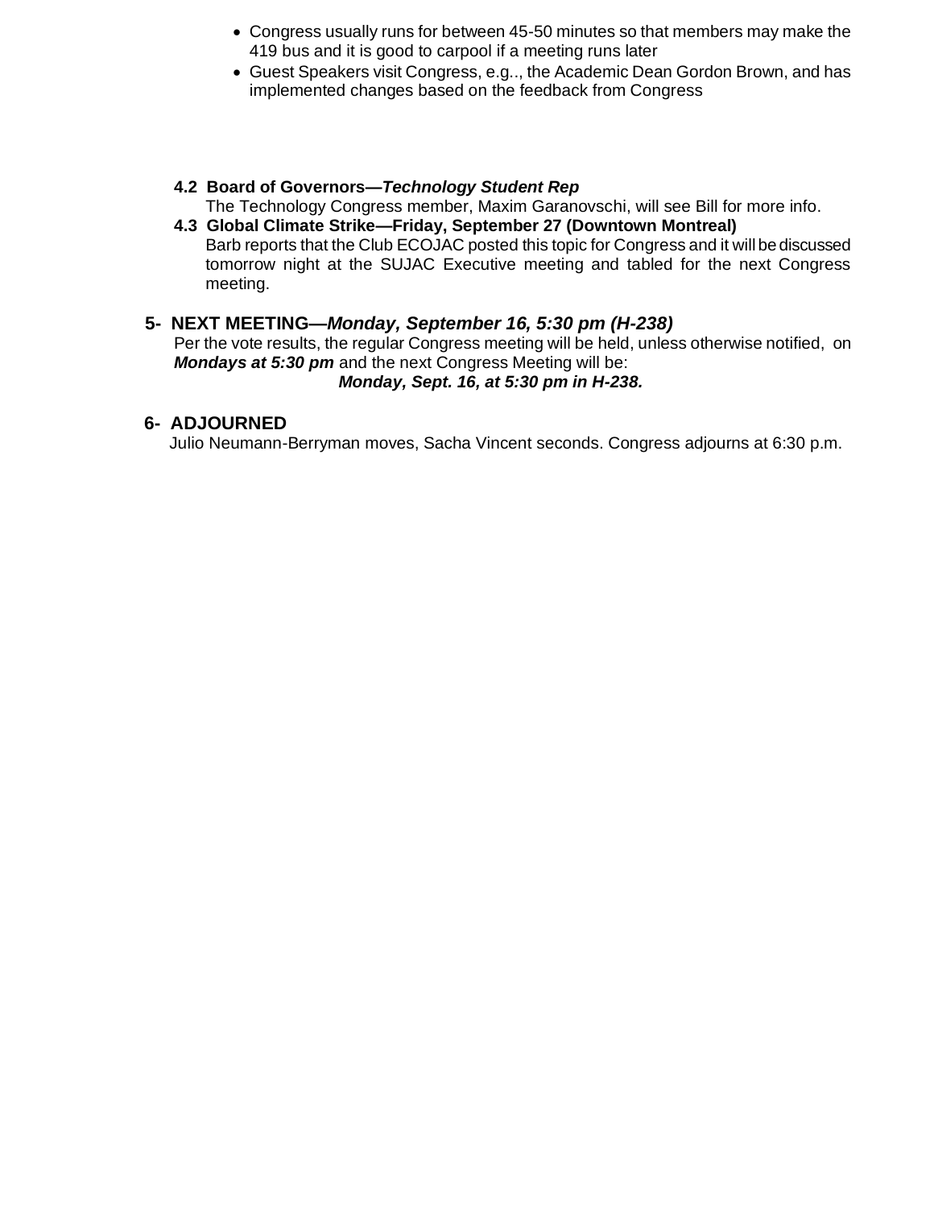- Congress usually runs for between 45-50 minutes so that members may make the 419 bus and it is good to carpool if a meeting runs later
- Guest Speakers visit Congress, e.g.., the Academic Dean Gordon Brown, and has implemented changes based on the feedback from Congress

**4.2 Board of Governors—*Technology Student Rep***

The Technology Congress member, Maxim Garanovschi, will see Bill for more info.

**4.3 Global Climate Strike—Friday, September 27 (Downtown Montreal)**

Barb reports that the Club ECOJAC posted this topic for Congress and it will be discussed tomorrow night at the SUJAC Executive meeting and tabled for the next Congress meeting.

## 5- NEXT MEETING—*Monday, September 16, 5:30 pm (H-238)*

Per the vote results, the regular Congress meeting will be held, unless otherwise notified, on ***Mondays at 5:30 pm*** and the next Congress Meeting will be:

***Monday, Sept. 16, at 5:30 pm in H-238.***

## 6- ADJOURNED

Julio Neumann-Berryman moves, Sacha Vincent seconds. Congress adjourns at 6:30 p.m.